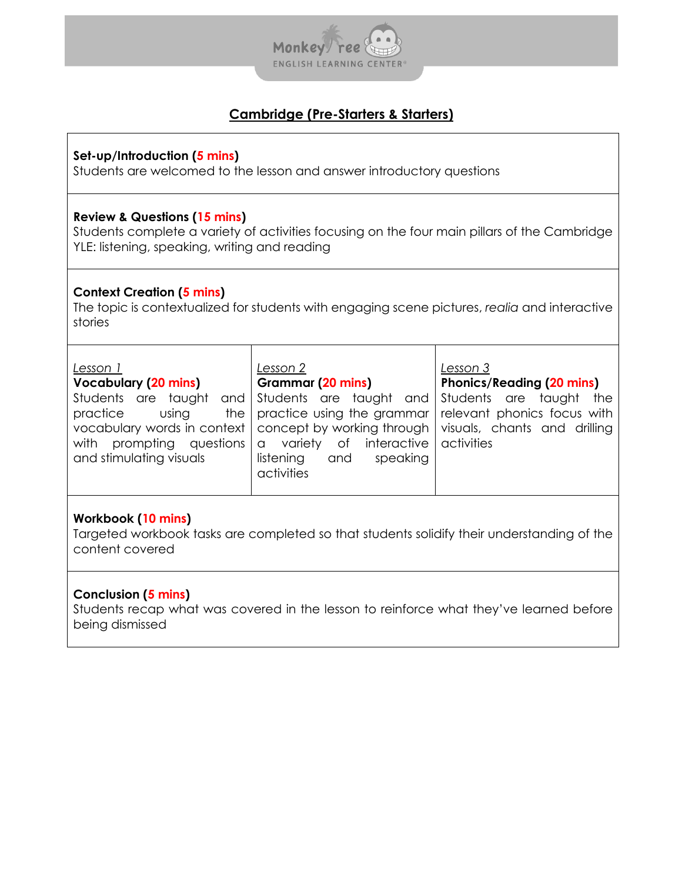## Cambridge (Pre-Starters & Starters)

**Set-up/Introduction (5 mins)**
Students are welcomed to the lesson and answer introductory questions

**Review & Questions (15 mins)**
Students complete a variety of activities focusing on the four main pillars of the Cambridge YLE: listening, speaking, writing and reading

**Context Creation (5 mins)**
The topic is contextualized for students with engaging scene pictures, *realia* and interactive stories

| *Lesson 1* | *Lesson 2* | *Lesson 3* |
|---|---|---|
| **Vocabulary (20 mins)** Students are taught and practice using the vocabulary words in context with prompting questions and stimulating visuals | **Grammar (20 mins)** Students are taught and practice using the grammar concept by working through a variety of interactive listening and speaking activities | **Phonics/Reading (20 mins)** Students are taught the relevant phonics focus with visuals, chants and drilling activities |

**Workbook (10 mins)**
Targeted workbook tasks are completed so that students solidify their understanding of the content covered

**Conclusion (5 mins)**
Students recap what was covered in the lesson to reinforce what they've learned before being dismissed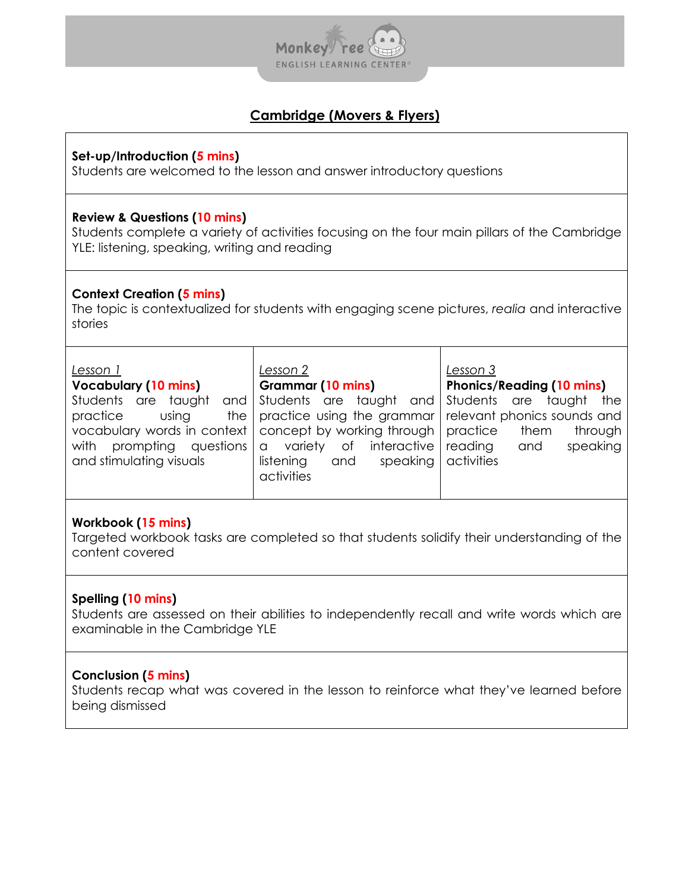## Cambridge (Movers & Flyers)

**Set-up/Introduction (5 mins)**
Students are welcomed to the lesson and answer introductory questions

**Review & Questions (10 mins)**
Students complete a variety of activities focusing on the four main pillars of the Cambridge YLE: listening, speaking, writing and reading

**Context Creation (5 mins)**
The topic is contextualized for students with engaging scene pictures, *realia* and interactive stories

| | | |
|---|---|---|
| *Lesson 1*<br>**Vocabulary (10 mins)**<br>Students are taught and practice using the vocabulary words in context with prompting questions and stimulating visuals | *Lesson 2*<br>**Grammar (10 mins)**<br>Students are taught and practice using the grammar concept by working through a variety of interactive listening and speaking activities | *Lesson 3*<br>**Phonics/Reading (10 mins)**<br>Students are taught the relevant phonics sounds and practice them through reading and speaking activities |

**Workbook (15 mins)**
Targeted workbook tasks are completed so that students solidify their understanding of the content covered

**Spelling (10 mins)**
Students are assessed on their abilities to independently recall and write words which are examinable in the Cambridge YLE

**Conclusion (5 mins)**
Students recap what was covered in the lesson to reinforce what they've learned before being dismissed